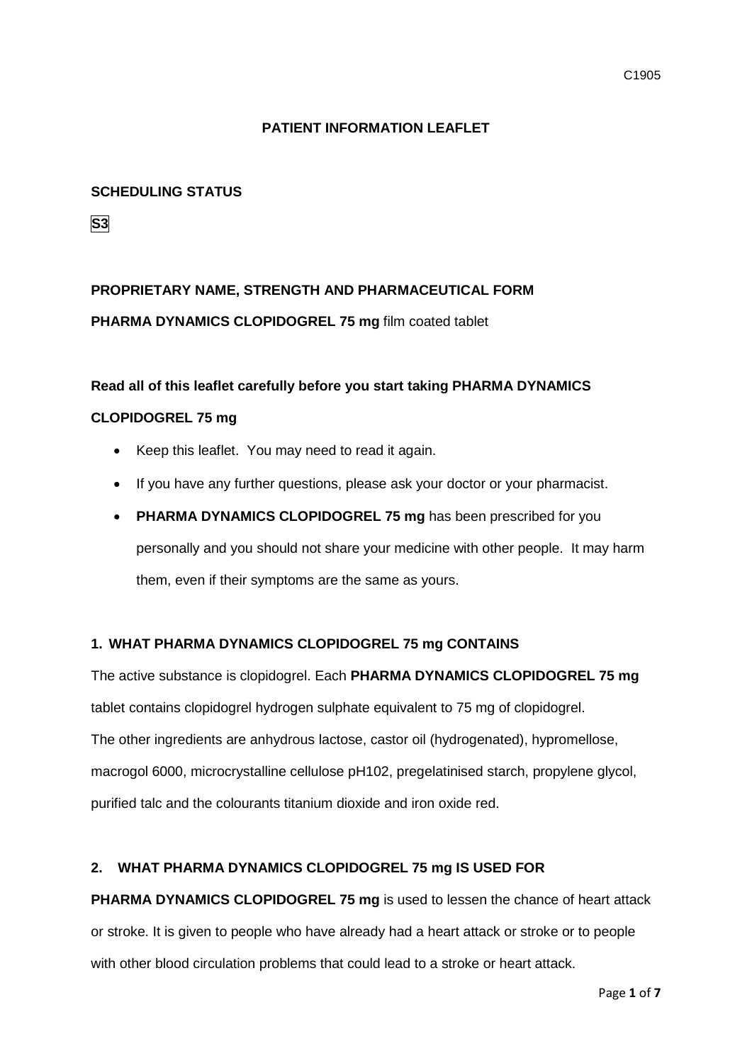C1905

# PATIENT INFORMATION LEAFLET

**SCHEDULING STATUS**

**S3**

**PROPRIETARY NAME, STRENGTH AND PHARMACEUTICAL FORM**

**PHARMA DYNAMICS CLOPIDOGREL 75 mg** film coated tablet

**Read all of this leaflet carefully before you start taking PHARMA DYNAMICS CLOPIDOGREL 75 mg**

- Keep this leaflet. You may need to read it again.
- If you have any further questions, please ask your doctor or your pharmacist.
- **PHARMA DYNAMICS CLOPIDOGREL 75 mg** has been prescribed for you personally and you should not share your medicine with other people. It may harm them, even if their symptoms are the same as yours.

## 1. WHAT PHARMA DYNAMICS CLOPIDOGREL 75 mg CONTAINS

The active substance is clopidogrel. Each **PHARMA DYNAMICS CLOPIDOGREL 75 mg** tablet contains clopidogrel hydrogen sulphate equivalent to 75 mg of clopidogrel.
The other ingredients are anhydrous lactose, castor oil (hydrogenated), hypromellose, macrogol 6000, microcrystalline cellulose pH102, pregelatinised starch, propylene glycol, purified talc and the colourants titanium dioxide and iron oxide red.

## 2. WHAT PHARMA DYNAMICS CLOPIDOGREL 75 mg IS USED FOR

**PHARMA DYNAMICS CLOPIDOGREL 75 mg** is used to lessen the chance of heart attack or stroke. It is given to people who have already had a heart attack or stroke or to people with other blood circulation problems that could lead to a stroke or heart attack.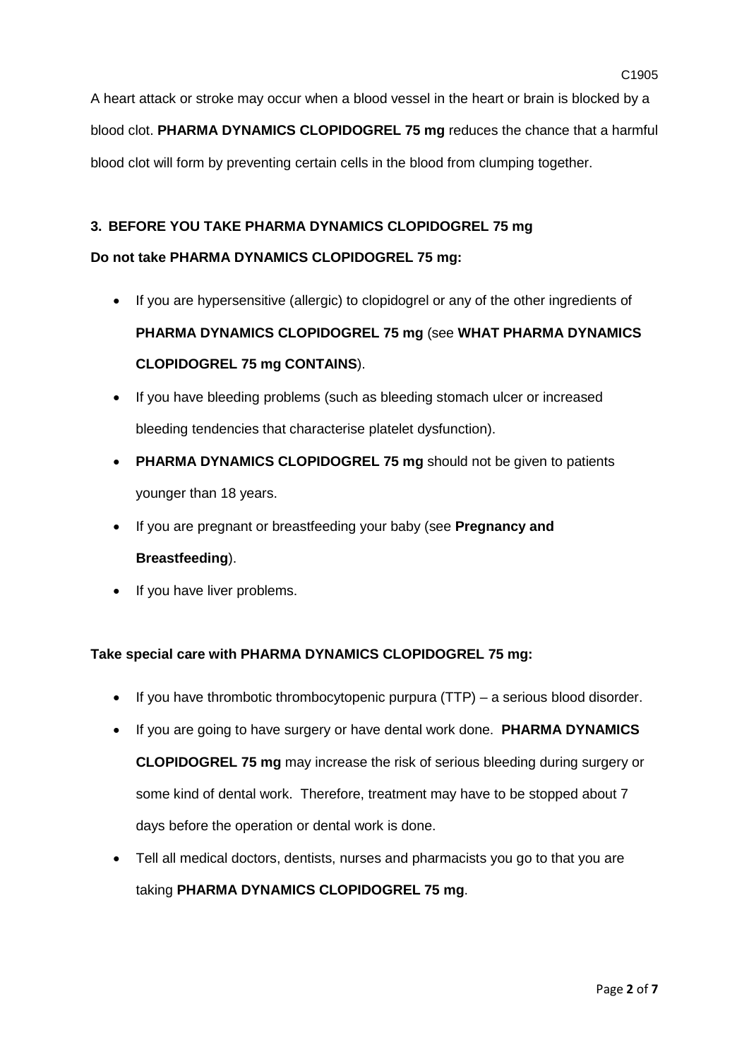A heart attack or stroke may occur when a blood vessel in the heart or brain is blocked by a blood clot. **PHARMA DYNAMICS CLOPIDOGREL 75 mg** reduces the chance that a harmful blood clot will form by preventing certain cells in the blood from clumping together.

## 3. BEFORE YOU TAKE PHARMA DYNAMICS CLOPIDOGREL 75 mg

**Do not take PHARMA DYNAMICS CLOPIDOGREL 75 mg:**

- If you are hypersensitive (allergic) to clopidogrel or any of the other ingredients of **PHARMA DYNAMICS CLOPIDOGREL 75 mg** (see **WHAT PHARMA DYNAMICS CLOPIDOGREL 75 mg CONTAINS**).
- If you have bleeding problems (such as bleeding stomach ulcer or increased bleeding tendencies that characterise platelet dysfunction).
- **PHARMA DYNAMICS CLOPIDOGREL 75 mg** should not be given to patients younger than 18 years.
- If you are pregnant or breastfeeding your baby (see **Pregnancy and Breastfeeding**).
- If you have liver problems.

**Take special care with PHARMA DYNAMICS CLOPIDOGREL 75 mg:**

- If you have thrombotic thrombocytopenic purpura (TTP) – a serious blood disorder.
- If you are going to have surgery or have dental work done. **PHARMA DYNAMICS CLOPIDOGREL 75 mg** may increase the risk of serious bleeding during surgery or some kind of dental work. Therefore, treatment may have to be stopped about 7 days before the operation or dental work is done.
- Tell all medical doctors, dentists, nurses and pharmacists you go to that you are taking **PHARMA DYNAMICS CLOPIDOGREL 75 mg**.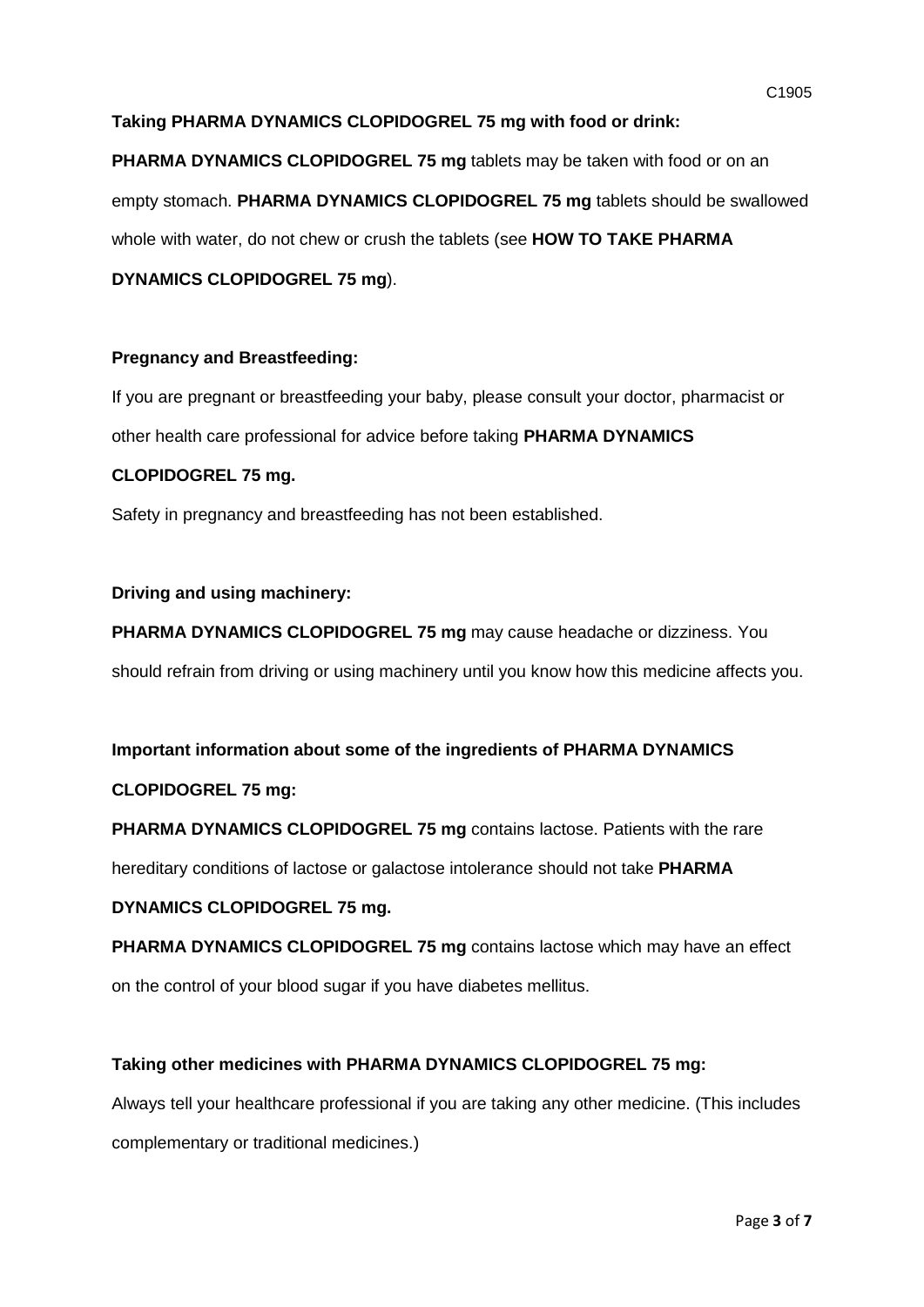**Taking PHARMA DYNAMICS CLOPIDOGREL 75 mg with food or drink:**

**PHARMA DYNAMICS CLOPIDOGREL 75 mg** tablets may be taken with food or on an empty stomach. **PHARMA DYNAMICS CLOPIDOGREL 75 mg** tablets should be swallowed whole with water, do not chew or crush the tablets (see **HOW TO TAKE PHARMA DYNAMICS CLOPIDOGREL 75 mg**).

**Pregnancy and Breastfeeding:**

If you are pregnant or breastfeeding your baby, please consult your doctor, pharmacist or other health care professional for advice before taking **PHARMA DYNAMICS CLOPIDOGREL 75 mg.**

Safety in pregnancy and breastfeeding has not been established.

**Driving and using machinery:**

**PHARMA DYNAMICS CLOPIDOGREL 75 mg** may cause headache or dizziness. You should refrain from driving or using machinery until you know how this medicine affects you.

**Important information about some of the ingredients of PHARMA DYNAMICS CLOPIDOGREL 75 mg:**

**PHARMA DYNAMICS CLOPIDOGREL 75 mg** contains lactose. Patients with the rare hereditary conditions of lactose or galactose intolerance should not take **PHARMA DYNAMICS CLOPIDOGREL 75 mg.**

**PHARMA DYNAMICS CLOPIDOGREL 75 mg** contains lactose which may have an effect on the control of your blood sugar if you have diabetes mellitus.

**Taking other medicines with PHARMA DYNAMICS CLOPIDOGREL 75 mg:**

Always tell your healthcare professional if you are taking any other medicine. (This includes complementary or traditional medicines.)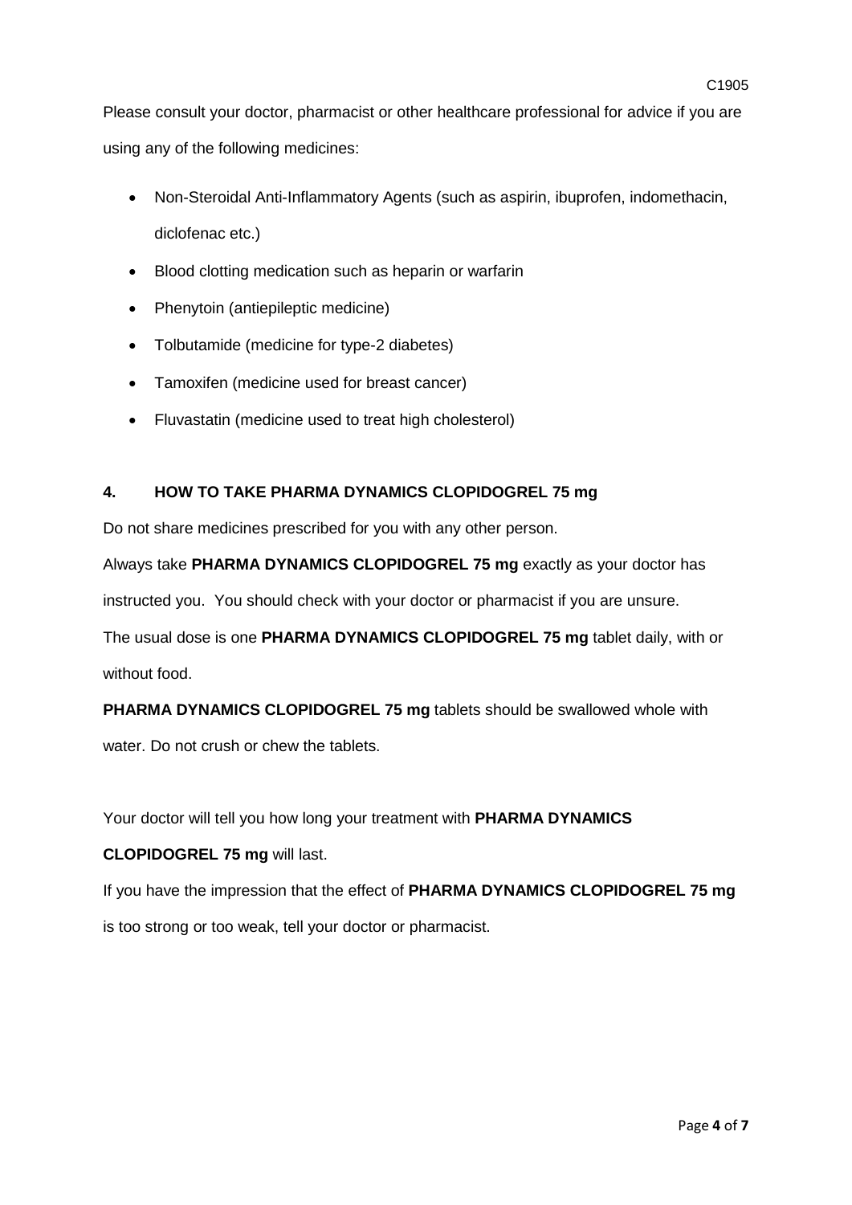Please consult your doctor, pharmacist or other healthcare professional for advice if you are using any of the following medicines:

- Non-Steroidal Anti-Inflammatory Agents (such as aspirin, ibuprofen, indomethacin, diclofenac etc.)
- Blood clotting medication such as heparin or warfarin
- Phenytoin (antiepileptic medicine)
- Tolbutamide (medicine for type-2 diabetes)
- Tamoxifen (medicine used for breast cancer)
- Fluvastatin (medicine used to treat high cholesterol)

## 4. HOW TO TAKE PHARMA DYNAMICS CLOPIDOGREL 75 mg

Do not share medicines prescribed for you with any other person.

Always take **PHARMA DYNAMICS CLOPIDOGREL 75 mg** exactly as your doctor has instructed you. You should check with your doctor or pharmacist if you are unsure.

The usual dose is one **PHARMA DYNAMICS CLOPIDOGREL 75 mg** tablet daily, with or without food.

**PHARMA DYNAMICS CLOPIDOGREL 75 mg** tablets should be swallowed whole with water. Do not crush or chew the tablets.

Your doctor will tell you how long your treatment with **PHARMA DYNAMICS CLOPIDOGREL 75 mg** will last.

If you have the impression that the effect of **PHARMA DYNAMICS CLOPIDOGREL 75 mg** is too strong or too weak, tell your doctor or pharmacist.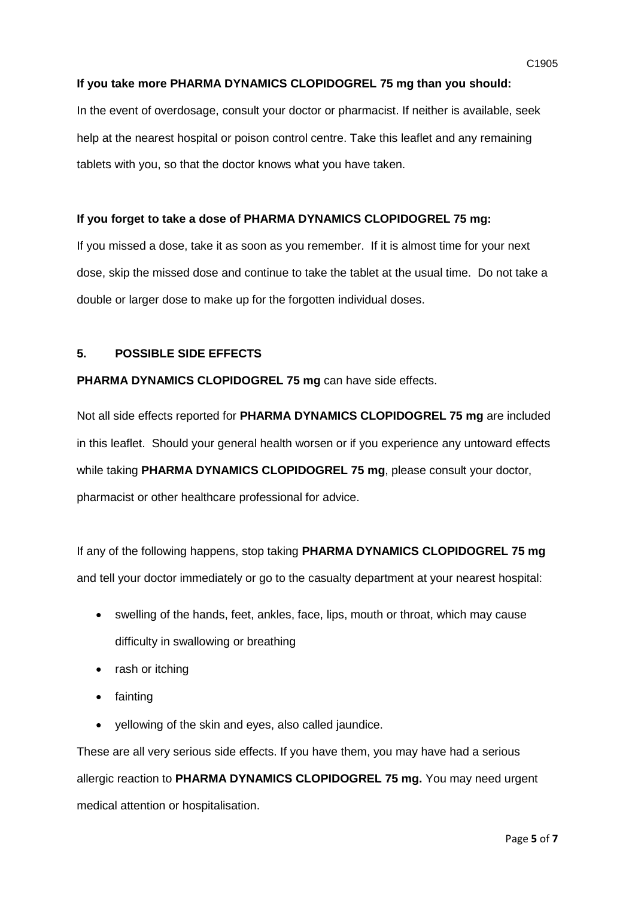**If you take more PHARMA DYNAMICS CLOPIDOGREL 75 mg than you should:**

In the event of overdosage, consult your doctor or pharmacist. If neither is available, seek help at the nearest hospital or poison control centre. Take this leaflet and any remaining tablets with you, so that the doctor knows what you have taken.

**If you forget to take a dose of PHARMA DYNAMICS CLOPIDOGREL 75 mg:**

If you missed a dose, take it as soon as you remember. If it is almost time for your next dose, skip the missed dose and continue to take the tablet at the usual time. Do not take a double or larger dose to make up for the forgotten individual doses.

## 5. POSSIBLE SIDE EFFECTS

**PHARMA DYNAMICS CLOPIDOGREL 75 mg** can have side effects.

Not all side effects reported for **PHARMA DYNAMICS CLOPIDOGREL 75 mg** are included in this leaflet. Should your general health worsen or if you experience any untoward effects while taking **PHARMA DYNAMICS CLOPIDOGREL 75 mg**, please consult your doctor, pharmacist or other healthcare professional for advice.

If any of the following happens, stop taking **PHARMA DYNAMICS CLOPIDOGREL 75 mg** and tell your doctor immediately or go to the casualty department at your nearest hospital:

- swelling of the hands, feet, ankles, face, lips, mouth or throat, which may cause difficulty in swallowing or breathing
- rash or itching
- fainting
- yellowing of the skin and eyes, also called jaundice.

These are all very serious side effects. If you have them, you may have had a serious allergic reaction to **PHARMA DYNAMICS CLOPIDOGREL 75 mg.** You may need urgent medical attention or hospitalisation.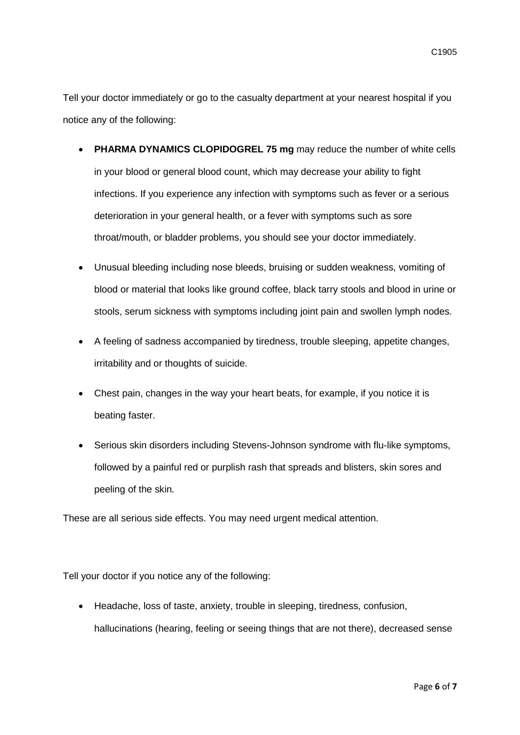Tell your doctor immediately or go to the casualty department at your nearest hospital if you notice any of the following:

- **PHARMA DYNAMICS CLOPIDOGREL 75 mg** may reduce the number of white cells in your blood or general blood count, which may decrease your ability to fight infections. If you experience any infection with symptoms such as fever or a serious deterioration in your general health, or a fever with symptoms such as sore throat/mouth, or bladder problems, you should see your doctor immediately.
- Unusual bleeding including nose bleeds, bruising or sudden weakness, vomiting of blood or material that looks like ground coffee, black tarry stools and blood in urine or stools, serum sickness with symptoms including joint pain and swollen lymph nodes.
- A feeling of sadness accompanied by tiredness, trouble sleeping, appetite changes, irritability and or thoughts of suicide.
- Chest pain, changes in the way your heart beats, for example, if you notice it is beating faster.
- Serious skin disorders including Stevens-Johnson syndrome with flu-like symptoms, followed by a painful red or purplish rash that spreads and blisters, skin sores and peeling of the skin.

These are all serious side effects. You may need urgent medical attention.

Tell your doctor if you notice any of the following:

- Headache, loss of taste, anxiety, trouble in sleeping, tiredness, confusion, hallucinations (hearing, feeling or seeing things that are not there), decreased sense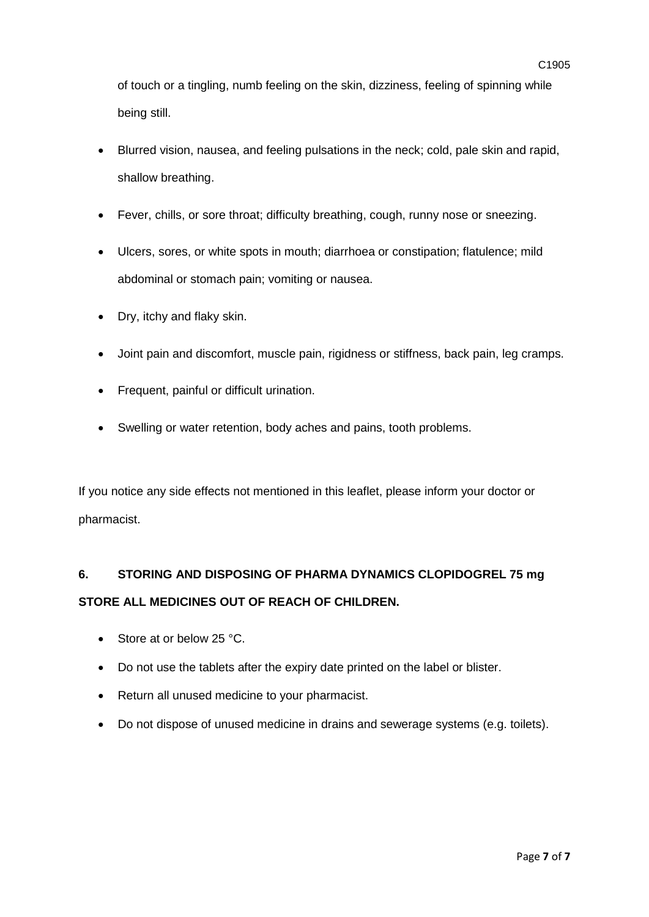of touch or a tingling, numb feeling on the skin, dizziness, feeling of spinning while being still.

- Blurred vision, nausea, and feeling pulsations in the neck; cold, pale skin and rapid, shallow breathing.
- Fever, chills, or sore throat; difficulty breathing, cough, runny nose or sneezing.
- Ulcers, sores, or white spots in mouth; diarrhoea or constipation; flatulence; mild abdominal or stomach pain; vomiting or nausea.
- Dry, itchy and flaky skin.
- Joint pain and discomfort, muscle pain, rigidness or stiffness, back pain, leg cramps.
- Frequent, painful or difficult urination.
- Swelling or water retention, body aches and pains, tooth problems.

If you notice any side effects not mentioned in this leaflet, please inform your doctor or pharmacist.

## 6. STORING AND DISPOSING OF PHARMA DYNAMICS CLOPIDOGREL 75 mg

**STORE ALL MEDICINES OUT OF REACH OF CHILDREN.**

- Store at or below 25 °C.
- Do not use the tablets after the expiry date printed on the label or blister.
- Return all unused medicine to your pharmacist.
- Do not dispose of unused medicine in drains and sewerage systems (e.g. toilets).